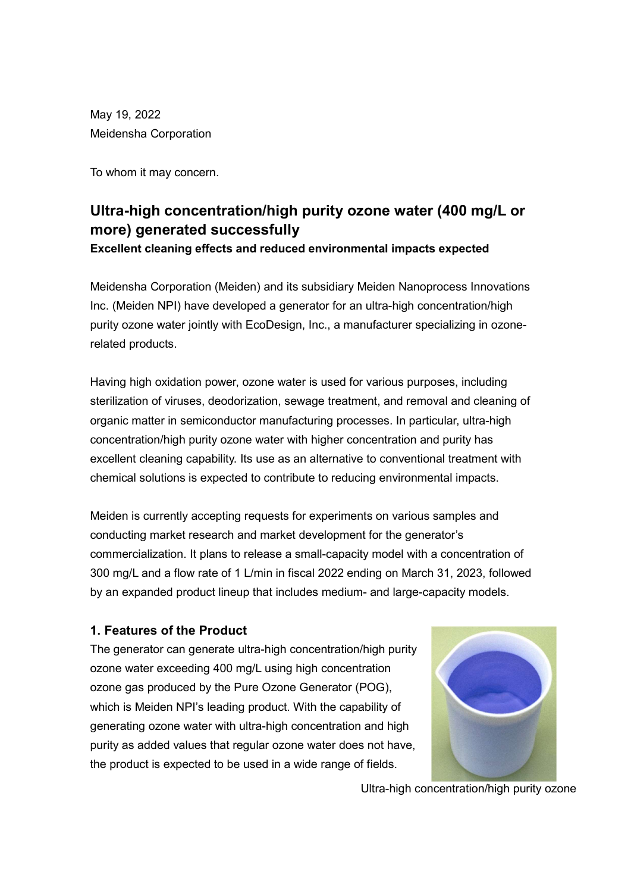May 19, 2022
Meidensha Corporation

To whom it may concern.

# Ultra-high concentration/high purity ozone water (400 mg/L or more) generated successfully

**Excellent cleaning effects and reduced environmental impacts expected**

Meidensha Corporation (Meiden) and its subsidiary Meiden Nanoprocess Innovations Inc. (Meiden NPI) have developed a generator for an ultra-high concentration/high purity ozone water jointly with EcoDesign, Inc., a manufacturer specializing in ozone-related products.

Having high oxidation power, ozone water is used for various purposes, including sterilization of viruses, deodorization, sewage treatment, and removal and cleaning of organic matter in semiconductor manufacturing processes. In particular, ultra-high concentration/high purity ozone water with higher concentration and purity has excellent cleaning capability. Its use as an alternative to conventional treatment with chemical solutions is expected to contribute to reducing environmental impacts.

Meiden is currently accepting requests for experiments on various samples and conducting market research and market development for the generator's commercialization. It plans to release a small-capacity model with a concentration of 300 mg/L and a flow rate of 1 L/min in fiscal 2022 ending on March 31, 2023, followed by an expanded product lineup that includes medium- and large-capacity models.

## 1. Features of the Product

The generator can generate ultra-high concentration/high purity ozone water exceeding 400 mg/L using high concentration ozone gas produced by the Pure Ozone Generator (POG), which is Meiden NPI's leading product. With the capability of generating ozone water with ultra-high concentration and high purity as added values that regular ozone water does not have, the product is expected to be used in a wide range of fields.

Ultra-high concentration/high purity ozone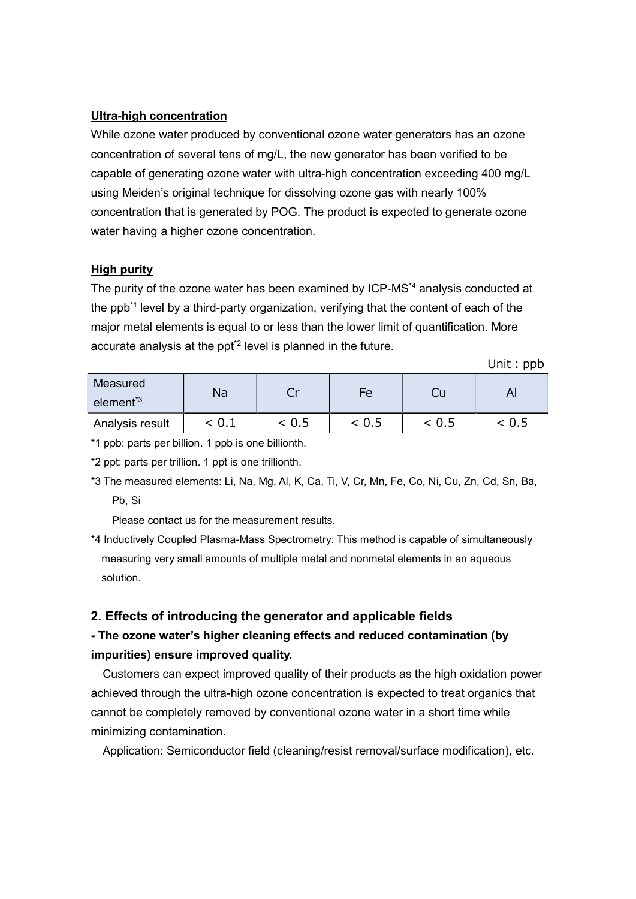**Ultra-high concentration**

While ozone water produced by conventional ozone water generators has an ozone concentration of several tens of mg/L, the new generator has been verified to be capable of generating ozone water with ultra-high concentration exceeding 400 mg/L using Meiden's original technique for dissolving ozone gas with nearly 100% concentration that is generated by POG. The product is expected to generate ozone water having a higher ozone concentration.

**High purity**

The purity of the ozone water has been examined by ICP-MS[*4] analysis conducted at the ppb[*1] level by a third-party organization, verifying that the content of each of the major metal elements is equal to or less than the lower limit of quantification. More accurate analysis at the ppt[*2] level is planned in the future.

Unit：ppb

| Measured element[*3] | Na | Cr | Fe | Cu | Al |
|---|---|---|---|---|---|
| Analysis result | < 0.1 | < 0.5 | < 0.5 | < 0.5 | < 0.5 |

*1 ppb: parts per billion. 1 ppb is one billionth.

*2 ppt: parts per trillion. 1 ppt is one trillionth.

*3 The measured elements: Li, Na, Mg, Al, K, Ca, Ti, V, Cr, Mn, Fe, Co, Ni, Cu, Zn, Cd, Sn, Ba, Pb, Si

Please contact us for the measurement results.

*4 Inductively Coupled Plasma-Mass Spectrometry: This method is capable of simultaneously measuring very small amounts of multiple metal and nonmetal elements in an aqueous solution.

## 2. Effects of introducing the generator and applicable fields

**- The ozone water's higher cleaning effects and reduced contamination (by impurities) ensure improved quality.**

Customers can expect improved quality of their products as the high oxidation power achieved through the ultra-high ozone concentration is expected to treat organics that cannot be completely removed by conventional ozone water in a short time while minimizing contamination.

Application: Semiconductor field (cleaning/resist removal/surface modification), etc.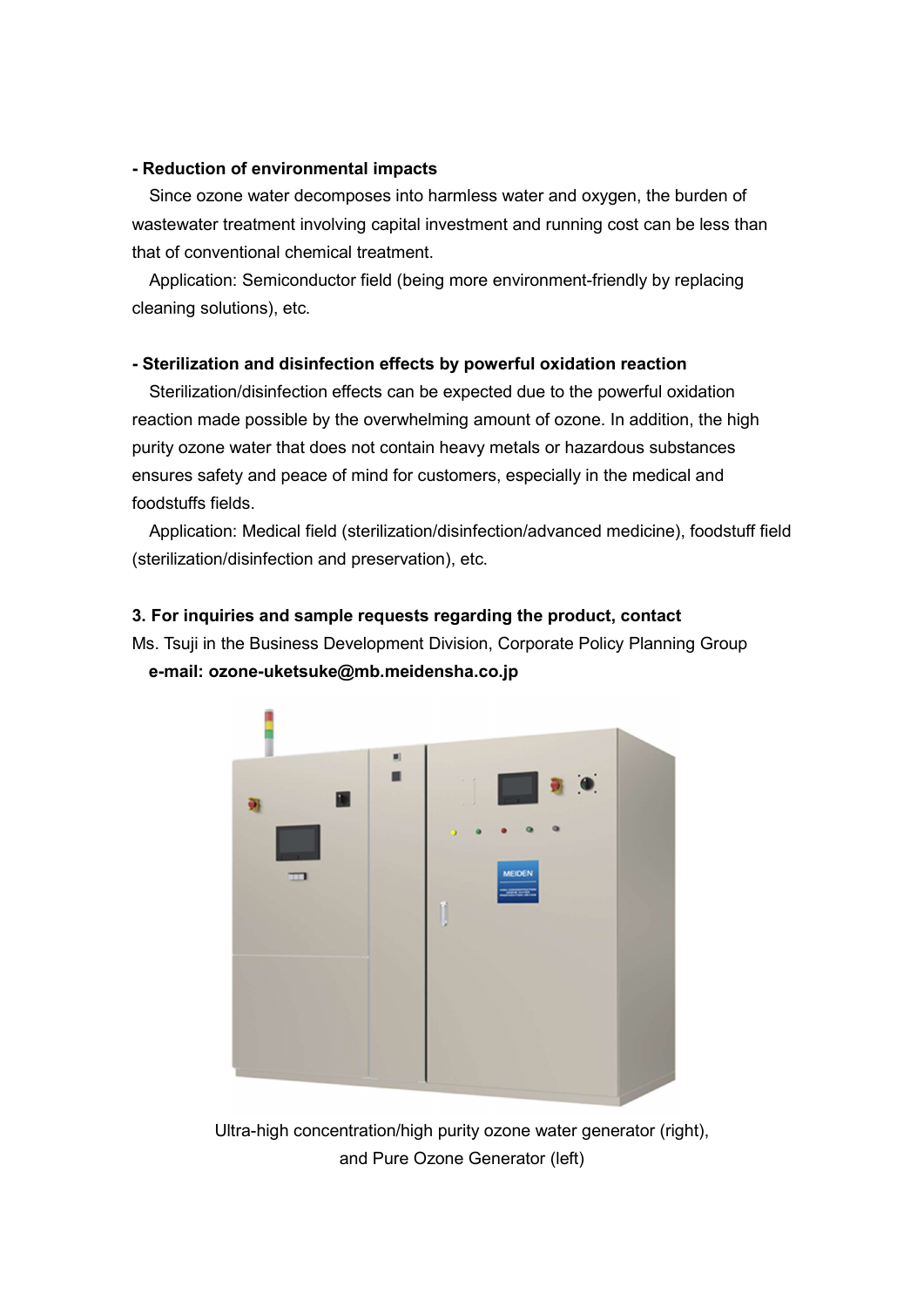**- Reduction of environmental impacts**

Since ozone water decomposes into harmless water and oxygen, the burden of wastewater treatment involving capital investment and running cost can be less than that of conventional chemical treatment.

Application: Semiconductor field (being more environment-friendly by replacing cleaning solutions), etc.

**- Sterilization and disinfection effects by powerful oxidation reaction**

Sterilization/disinfection effects can be expected due to the powerful oxidation reaction made possible by the overwhelming amount of ozone. In addition, the high purity ozone water that does not contain heavy metals or hazardous substances ensures safety and peace of mind for customers, especially in the medical and foodstuffs fields.

Application: Medical field (sterilization/disinfection/advanced medicine), foodstuff field (sterilization/disinfection and preservation), etc.

**3. For inquiries and sample requests regarding the product, contact**

Ms. Tsuji in the Business Development Division, Corporate Policy Planning Group

**e-mail: ozone-uketsuke@mb.meidensha.co.jp**

Ultra-high concentration/high purity ozone water generator (right), and Pure Ozone Generator (left)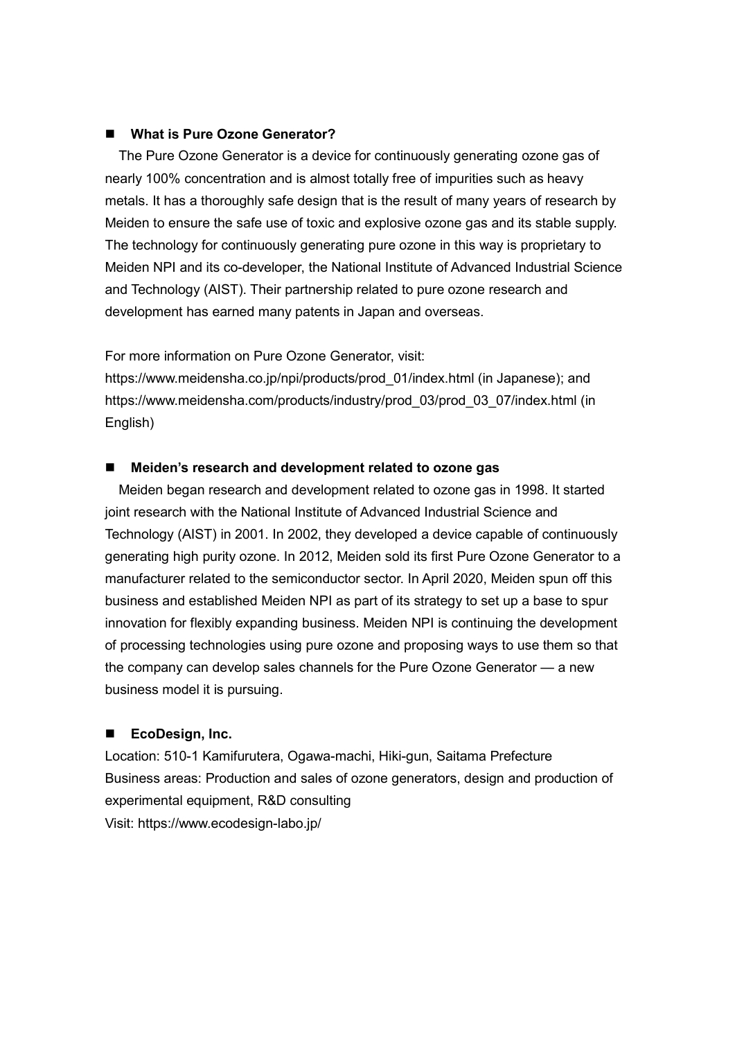## What is Pure Ozone Generator?

The Pure Ozone Generator is a device for continuously generating ozone gas of nearly 100% concentration and is almost totally free of impurities such as heavy metals. It has a thoroughly safe design that is the result of many years of research by Meiden to ensure the safe use of toxic and explosive ozone gas and its stable supply. The technology for continuously generating pure ozone in this way is proprietary to Meiden NPI and its co-developer, the National Institute of Advanced Industrial Science and Technology (AIST). Their partnership related to pure ozone research and development has earned many patents in Japan and overseas.

For more information on Pure Ozone Generator, visit:
https://www.meidensha.co.jp/npi/products/prod_01/index.html (in Japanese); and https://www.meidensha.com/products/industry/prod_03/prod_03_07/index.html (in English)

## Meiden's research and development related to ozone gas

Meiden began research and development related to ozone gas in 1998. It started joint research with the National Institute of Advanced Industrial Science and Technology (AIST) in 2001. In 2002, they developed a device capable of continuously generating high purity ozone. In 2012, Meiden sold its first Pure Ozone Generator to a manufacturer related to the semiconductor sector. In April 2020, Meiden spun off this business and established Meiden NPI as part of its strategy to set up a base to spur innovation for flexibly expanding business. Meiden NPI is continuing the development of processing technologies using pure ozone and proposing ways to use them so that the company can develop sales channels for the Pure Ozone Generator — a new business model it is pursuing.

## EcoDesign, Inc.

Location: 510-1 Kamifurutera, Ogawa-machi, Hiki-gun, Saitama Prefecture
Business areas: Production and sales of ozone generators, design and production of experimental equipment, R&D consulting
Visit: https://www.ecodesign-labo.jp/